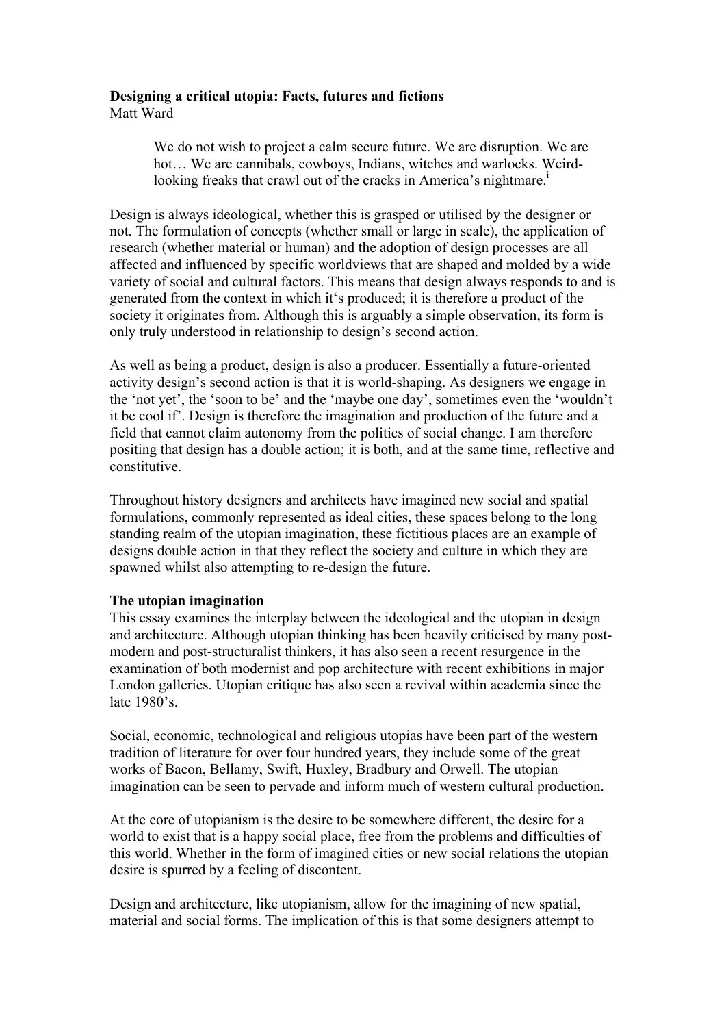**Designing a critical utopia: Facts, futures and fictions**
Matt Ward

> We do not wish to project a calm secure future. We are disruption. We are hot… We are cannibals, cowboys, Indians, witches and warlocks. Weird-looking freaks that crawl out of the cracks in America's nightmare.[i]

Design is always ideological, whether this is grasped or utilised by the designer or not. The formulation of concepts (whether small or large in scale), the application of research (whether material or human) and the adoption of design processes are all affected and influenced by specific worldviews that are shaped and molded by a wide variety of social and cultural factors. This means that design always responds to and is generated from the context in which it's produced; it is therefore a product of the society it originates from. Although this is arguably a simple observation, its form is only truly understood in relationship to design's second action.

As well as being a product, design is also a producer. Essentially a future-oriented activity design's second action is that it is world-shaping. As designers we engage in the 'not yet', the 'soon to be' and the 'maybe one day', sometimes even the 'wouldn't it be cool if'. Design is therefore the imagination and production of the future and a field that cannot claim autonomy from the politics of social change. I am therefore positing that design has a double action; it is both, and at the same time, reflective and constitutive.

Throughout history designers and architects have imagined new social and spatial formulations, commonly represented as ideal cities, these spaces belong to the long standing realm of the utopian imagination, these fictitious places are an example of designs double action in that they reflect the society and culture in which they are spawned whilst also attempting to re-design the future.

**The utopian imagination**

This essay examines the interplay between the ideological and the utopian in design and architecture. Although utopian thinking has been heavily criticised by many post-modern and post-structuralist thinkers, it has also seen a recent resurgence in the examination of both modernist and pop architecture with recent exhibitions in major London galleries. Utopian critique has also seen a revival within academia since the late 1980's.

Social, economic, technological and religious utopias have been part of the western tradition of literature for over four hundred years, they include some of the great works of Bacon, Bellamy, Swift, Huxley, Bradbury and Orwell. The utopian imagination can be seen to pervade and inform much of western cultural production.

At the core of utopianism is the desire to be somewhere different, the desire for a world to exist that is a happy social place, free from the problems and difficulties of this world. Whether in the form of imagined cities or new social relations the utopian desire is spurred by a feeling of discontent.

Design and architecture, like utopianism, allow for the imagining of new spatial, material and social forms. The implication of this is that some designers attempt to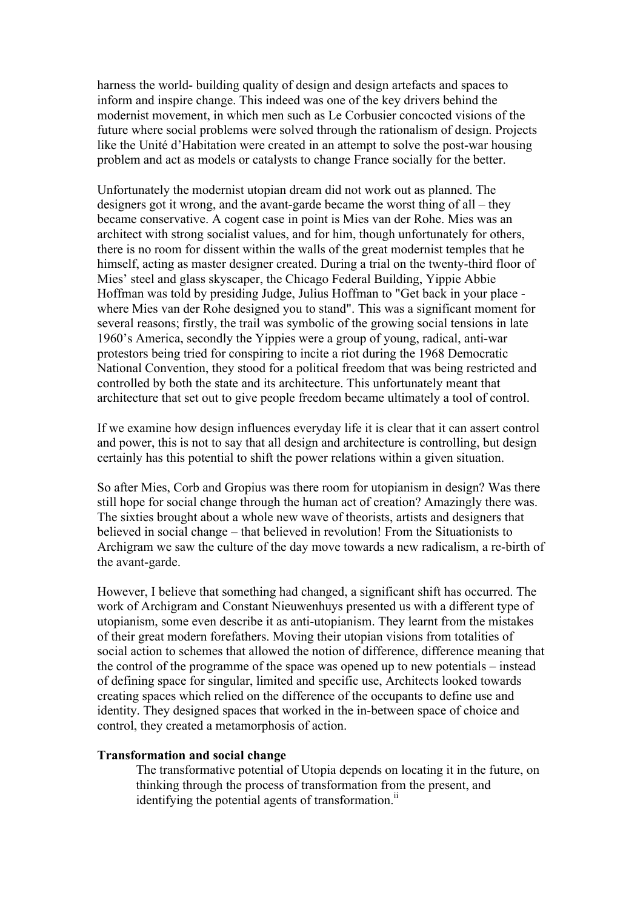harness the world- building quality of design and design artefacts and spaces to inform and inspire change. This indeed was one of the key drivers behind the modernist movement, in which men such as Le Corbusier concocted visions of the future where social problems were solved through the rationalism of design. Projects like the Unité d'Habitation were created in an attempt to solve the post-war housing problem and act as models or catalysts to change France socially for the better.

Unfortunately the modernist utopian dream did not work out as planned. The designers got it wrong, and the avant-garde became the worst thing of all – they became conservative. A cogent case in point is Mies van der Rohe. Mies was an architect with strong socialist values, and for him, though unfortunately for others, there is no room for dissent within the walls of the great modernist temples that he himself, acting as master designer created. During a trial on the twenty-third floor of Mies' steel and glass skyscaper, the Chicago Federal Building, Yippie Abbie Hoffman was told by presiding Judge, Julius Hoffman to "Get back in your place - where Mies van der Rohe designed you to stand". This was a significant moment for several reasons; firstly, the trail was symbolic of the growing social tensions in late 1960's America, secondly the Yippies were a group of young, radical, anti-war protestors being tried for conspiring to incite a riot during the 1968 Democratic National Convention, they stood for a political freedom that was being restricted and controlled by both the state and its architecture. This unfortunately meant that architecture that set out to give people freedom became ultimately a tool of control.

If we examine how design influences everyday life it is clear that it can assert control and power, this is not to say that all design and architecture is controlling, but design certainly has this potential to shift the power relations within a given situation.

So after Mies, Corb and Gropius was there room for utopianism in design? Was there still hope for social change through the human act of creation? Amazingly there was. The sixties brought about a whole new wave of theorists, artists and designers that believed in social change – that believed in revolution! From the Situationists to Archigram we saw the culture of the day move towards a new radicalism, a re-birth of the avant-garde.

However, I believe that something had changed, a significant shift has occurred. The work of Archigram and Constant Nieuwenhuys presented us with a different type of utopianism, some even describe it as anti-utopianism. They learnt from the mistakes of their great modern forefathers. Moving their utopian visions from totalities of social action to schemes that allowed the notion of difference, difference meaning that the control of the programme of the space was opened up to new potentials – instead of defining space for singular, limited and specific use, Architects looked towards creating spaces which relied on the difference of the occupants to define use and identity. They designed spaces that worked in the in-between space of choice and control, they created a metamorphosis of action.

**Transformation and social change**

> The transformative potential of Utopia depends on locating it in the future, on thinking through the process of transformation from the present, and identifying the potential agents of transformation.[ii]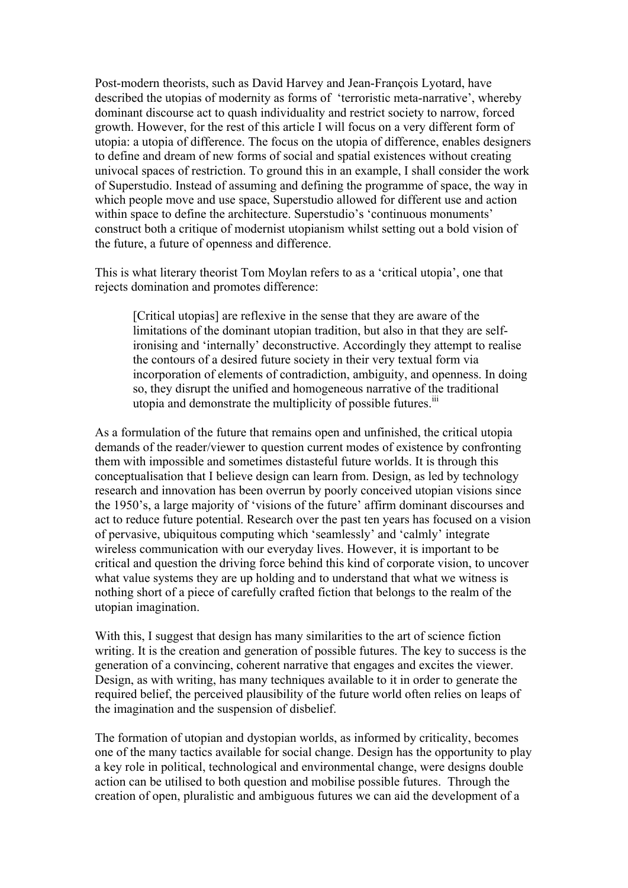Post-modern theorists, such as David Harvey and Jean-François Lyotard, have described the utopias of modernity as forms of 'terroristic meta-narrative', whereby dominant discourse act to quash individuality and restrict society to narrow, forced growth. However, for the rest of this article I will focus on a very different form of utopia: a utopia of difference. The focus on the utopia of difference, enables designers to define and dream of new forms of social and spatial existences without creating univocal spaces of restriction. To ground this in an example, I shall consider the work of Superstudio. Instead of assuming and defining the programme of space, the way in which people move and use space, Superstudio allowed for different use and action within space to define the architecture. Superstudio's 'continuous monuments' construct both a critique of modernist utopianism whilst setting out a bold vision of the future, a future of openness and difference.

This is what literary theorist Tom Moylan refers to as a 'critical utopia', one that rejects domination and promotes difference:

> [Critical utopias] are reflexive in the sense that they are aware of the limitations of the dominant utopian tradition, but also in that they are self-ironising and 'internally' deconstructive. Accordingly they attempt to realise the contours of a desired future society in their very textual form via incorporation of elements of contradiction, ambiguity, and openness. In doing so, they disrupt the unified and homogeneous narrative of the traditional utopia and demonstrate the multiplicity of possible futures.[iii]

As a formulation of the future that remains open and unfinished, the critical utopia demands of the reader/viewer to question current modes of existence by confronting them with impossible and sometimes distasteful future worlds. It is through this conceptualisation that I believe design can learn from. Design, as led by technology research and innovation has been overrun by poorly conceived utopian visions since the 1950's, a large majority of 'visions of the future' affirm dominant discourses and act to reduce future potential. Research over the past ten years has focused on a vision of pervasive, ubiquitous computing which 'seamlessly' and 'calmly' integrate wireless communication with our everyday lives. However, it is important to be critical and question the driving force behind this kind of corporate vision, to uncover what value systems they are up holding and to understand that what we witness is nothing short of a piece of carefully crafted fiction that belongs to the realm of the utopian imagination.

With this, I suggest that design has many similarities to the art of science fiction writing. It is the creation and generation of possible futures. The key to success is the generation of a convincing, coherent narrative that engages and excites the viewer. Design, as with writing, has many techniques available to it in order to generate the required belief, the perceived plausibility of the future world often relies on leaps of the imagination and the suspension of disbelief.

The formation of utopian and dystopian worlds, as informed by criticality, becomes one of the many tactics available for social change. Design has the opportunity to play a key role in political, technological and environmental change, were designs double action can be utilised to both question and mobilise possible futures. Through the creation of open, pluralistic and ambiguous futures we can aid the development of a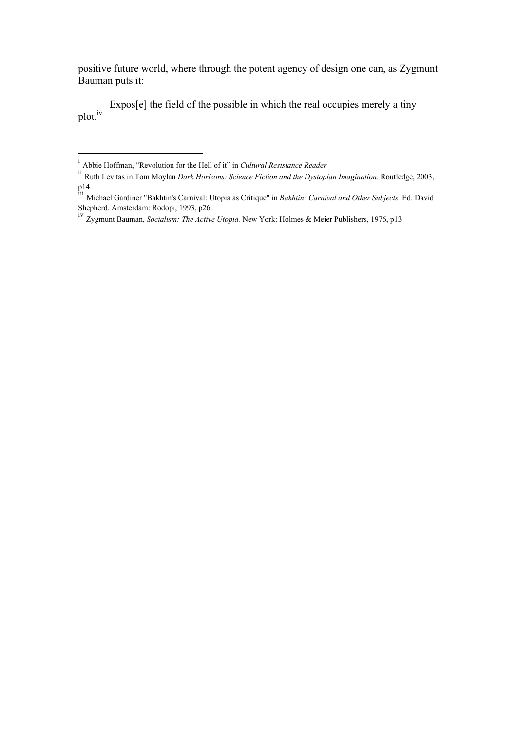positive future world, where through the potent agency of design one can, as Zygmunt Bauman puts it:

> Expos[e] the field of the possible in which the real occupies merely a tiny plot.[iv]

---

[i] Abbie Hoffman, "Revolution for the Hell of it" in *Cultural Resistance Reader*

[ii] Ruth Levitas in Tom Moylan *Dark Horizons: Science Fiction and the Dystopian Imagination*. Routledge, 2003, p14

[iii] Michael Gardiner "Bakhtin's Carnival: Utopia as Critique" in *Bakhtin: Carnival and Other Subjects.* Ed. David Shepherd. Amsterdam: Rodopi, 1993, p26

[iv] Zygmunt Bauman, *Socialism: The Active Utopia.* New York: Holmes & Meier Publishers, 1976, p13